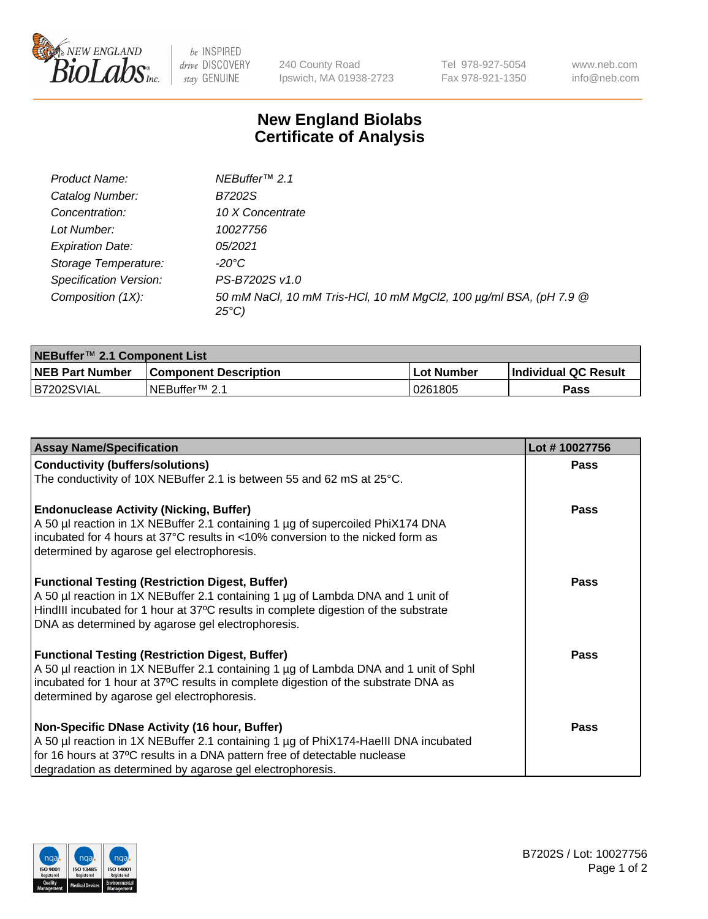# New England Biolabs
# Certificate of Analysis

| | |
|---|---|
| *Product Name:* | *NEBuffer™ 2.1* |
| *Catalog Number:* | *B7202S* |
| *Concentration:* | *10 X Concentrate* |
| *Lot Number:* | *10027756* |
| *Expiration Date:* | *05/2021* |
| *Storage Temperature:* | *-20°C* |
| *Specification Version:* | *PS-B7202S v1.0* |
| *Composition (1X):* | *50 mM NaCl, 10 mM Tris-HCl, 10 mM MgCl2, 100 µg/ml BSA, (pH 7.9 @ 25°C)* |

| NEBuffer™ 2.1 Component List | | | |
|---|---|---|---|
| **NEB Part Number** | **Component Description** | **Lot Number** | **Individual QC Result** |
| B7202SVIAL | NEBuffer™ 2.1 | 0261805 | **Pass** |

| Assay Name/Specification | Lot # 10027756 |
|---|---|
| **Conductivity (buffers/solutions)**<br>The conductivity of 10X NEBuffer 2.1 is between 55 and 62 mS at 25°C. | **Pass** |
| **Endonuclease Activity (Nicking, Buffer)**<br>A 50 µl reaction in 1X NEBuffer 2.1 containing 1 µg of supercoiled PhiX174 DNA incubated for 4 hours at 37°C results in <10% conversion to the nicked form as determined by agarose gel electrophoresis. | **Pass** |
| **Functional Testing (Restriction Digest, Buffer)**<br>A 50 µl reaction in 1X NEBuffer 2.1 containing 1 µg of Lambda DNA and 1 unit of HindIII incubated for 1 hour at 37ºC results in complete digestion of the substrate DNA as determined by agarose gel electrophoresis. | **Pass** |
| **Functional Testing (Restriction Digest, Buffer)**<br>A 50 µl reaction in 1X NEBuffer 2.1 containing 1 µg of Lambda DNA and 1 unit of SphI incubated for 1 hour at 37ºC results in complete digestion of the substrate DNA as determined by agarose gel electrophoresis. | **Pass** |
| **Non-Specific DNase Activity (16 hour, Buffer)**<br>A 50 µl reaction in 1X NEBuffer 2.1 containing 1 µg of PhiX174-HaeIII DNA incubated for 16 hours at 37ºC results in a DNA pattern free of detectable nuclease degradation as determined by agarose gel electrophoresis. | **Pass** |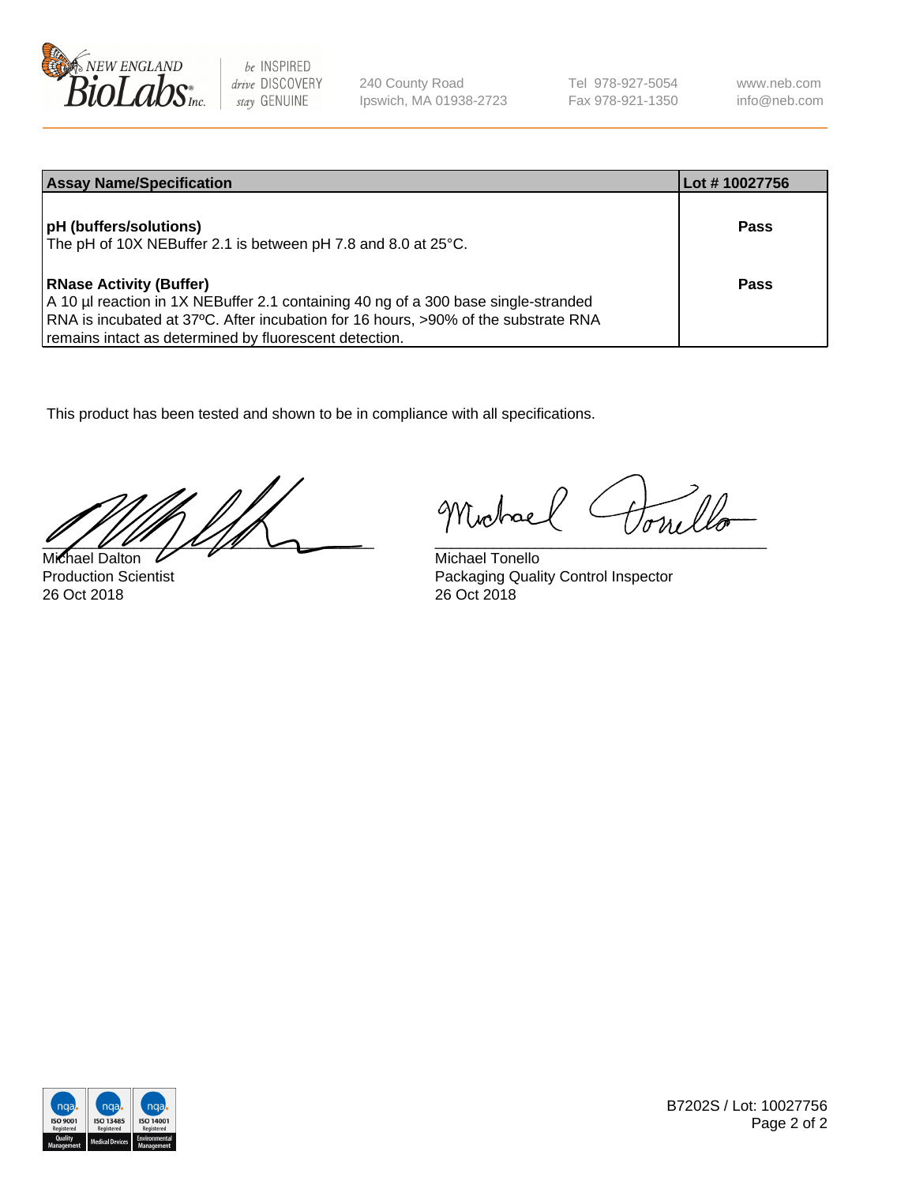240 County Road
Ipswich, MA 01938-2723

Tel 978-927-5054
Fax 978-921-1350

www.neb.com
info@neb.com

| Assay Name/Specification | Lot # 10027756 |
|---|---|
| **pH (buffers/solutions)**<br>The pH of 10X NEBuffer 2.1 is between pH 7.8 and 8.0 at 25°C. | **Pass** |
| **RNase Activity (Buffer)**<br>A 10 µl reaction in 1X NEBuffer 2.1 containing 40 ng of a 300 base single-stranded RNA is incubated at 37ºC. After incubation for 16 hours, >90% of the substrate RNA remains intact as determined by fluorescent detection. | **Pass** |

This product has been tested and shown to be in compliance with all specifications.

Michael Dalton
Production Scientist
26 Oct 2018

Michael Tonello
Packaging Quality Control Inspector
26 Oct 2018

B7202S / Lot: 10027756